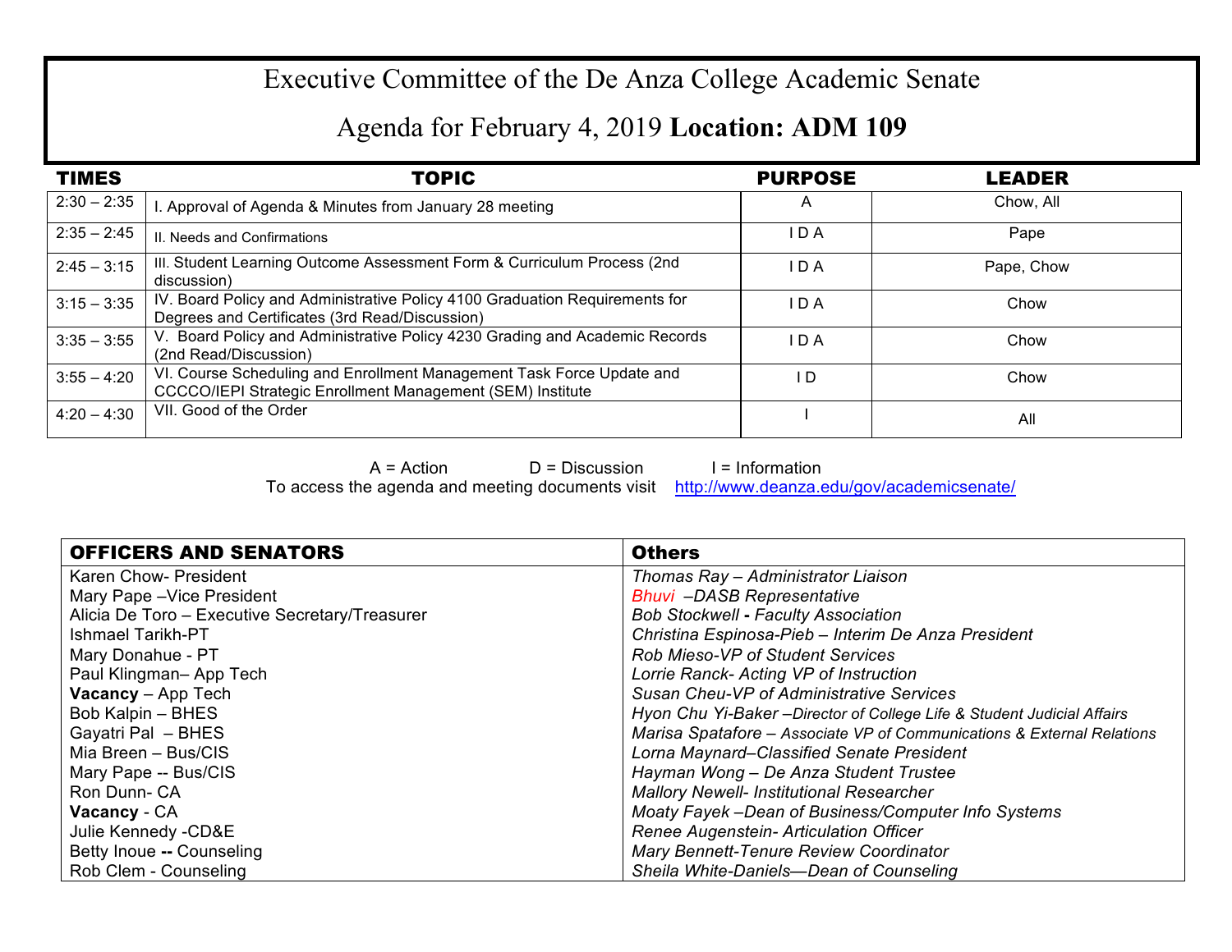# Executive Committee of the De Anza College Academic Senate

## Agenda for February 4, 2019 **Location: ADM 109**

| TIMES | TOPIC | PURPOSE | LEADER |
|---|---|---|---|
| 2:30 – 2:35 | I. Approval of Agenda & Minutes from January 28 meeting | A | Chow, All |
| 2:35 – 2:45 | II. Needs and Confirmations | I D A | Pape |
| 2:45 – 3:15 | III. Student Learning Outcome Assessment Form & Curriculum Process (2nd discussion) | I D A | Pape, Chow |
| 3:15 – 3:35 | IV. Board Policy and Administrative Policy 4100 Graduation Requirements for Degrees and Certificates (3rd Read/Discussion) | I D A | Chow |
| 3:35 – 3:55 | V. Board Policy and Administrative Policy 4230 Grading and Academic Records (2nd Read/Discussion) | I D A | Chow |
| 3:55 – 4:20 | VI. Course Scheduling and Enrollment Management Task Force Update and CCCCO/IEPI Strategic Enrollment Management (SEM) Institute | I D | Chow |
| 4:20 – 4:30 | VII. Good of the Order | I | All |

A = Action D = Discussion I = Information

To access the agenda and meeting documents visit http://www.deanza.edu/gov/academicsenate/

| OFFICERS AND SENATORS | Others |
|---|---|
| Karen Chow- President | *Thomas Ray – Administrator Liaison* |
| Mary Pape –Vice President | *Bhuvi –DASB Representative* |
| Alicia De Toro – Executive Secretary/Treasurer | *Bob Stockwell - Faculty Association* |
| Ishmael Tarikh-PT | *Christina Espinosa-Pieb – Interim De Anza President* |
| Mary Donahue - PT | *Rob Mieso-VP of Student Services* |
| Paul Klingman– App Tech | *Lorrie Ranck- Acting VP of Instruction* |
| **Vacancy** – App Tech | *Susan Cheu-VP of Administrative Services* |
| Bob Kalpin – BHES | *Hyon Chu Yi-Baker –Director of College Life & Student Judicial Affairs* |
| Gayatri Pal – BHES | *Marisa Spatafore – Associate VP of Communications & External Relations* |
| Mia Breen – Bus/CIS | *Lorna Maynard–Classified Senate President* |
| Mary Pape -- Bus/CIS | *Hayman Wong – De Anza Student Trustee* |
| Ron Dunn- CA | *Mallory Newell- Institutional Researcher* |
| **Vacancy** - CA | *Moaty Fayek –Dean of Business/Computer Info Systems* |
| Julie Kennedy -CD&E | *Renee Augenstein- Articulation Officer* |
| Betty Inoue **--** Counseling | *Mary Bennett-Tenure Review Coordinator* |
| Rob Clem - Counseling | *Sheila White-Daniels—Dean of Counseling* |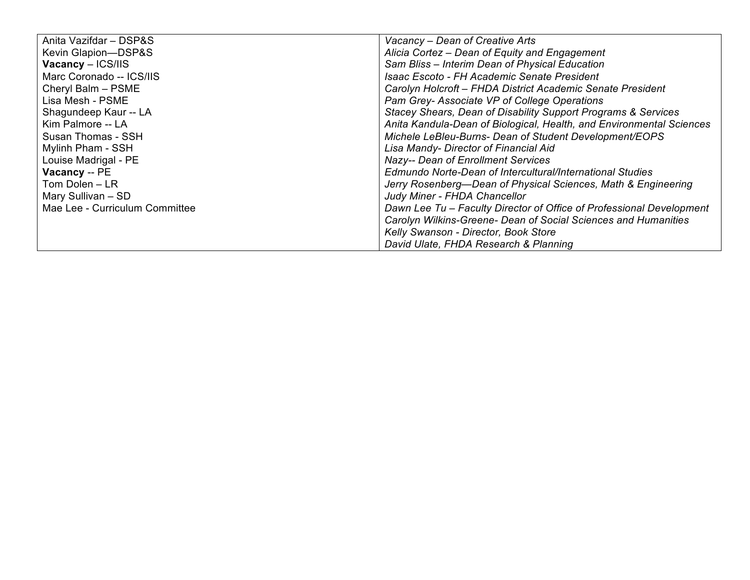| | |
|---|---|
| Anita Vazifdar – DSP&S<br>Kevin Glapion—DSP&S<br>**Vacancy** – ICS/IIS<br>Marc Coronado -- ICS/IIS<br>Cheryl Balm – PSME<br>Lisa Mesh - PSME<br>Shagundeep Kaur -- LA<br>Kim Palmore -- LA<br>Susan Thomas - SSH<br>Mylinh Pham - SSH<br>Louise Madrigal - PE<br>**Vacancy** -- PE<br>Tom Dolen – LR<br>Mary Sullivan – SD<br>Mae Lee - Curriculum Committee | *Vacancy – Dean of Creative Arts*<br>*Alicia Cortez – Dean of Equity and Engagement*<br>*Sam Bliss – Interim Dean of Physical Education*<br>*Isaac Escoto - FH Academic Senate President*<br>*Carolyn Holcroft – FHDA District Academic Senate President*<br>*Pam Grey- Associate VP of College Operations*<br>*Stacey Shears, Dean of Disability Support Programs & Services*<br>*Anita Kandula-Dean of Biological, Health, and Environmental Sciences*<br>*Michele LeBleu-Burns- Dean of Student Development/EOPS*<br>*Lisa Mandy- Director of Financial Aid*<br>*Nazy-- Dean of Enrollment Services*<br>*Edmundo Norte-Dean of Intercultural/International Studies*<br>*Jerry Rosenberg—Dean of Physical Sciences, Math & Engineering*<br>*Judy Miner - FHDA Chancellor*<br>*Dawn Lee Tu – Faculty Director of Office of Professional Development*<br>*Carolyn Wilkins-Greene- Dean of Social Sciences and Humanities*<br>*Kelly Swanson - Director, Book Store*<br>*David Ulate, FHDA Research & Planning* |